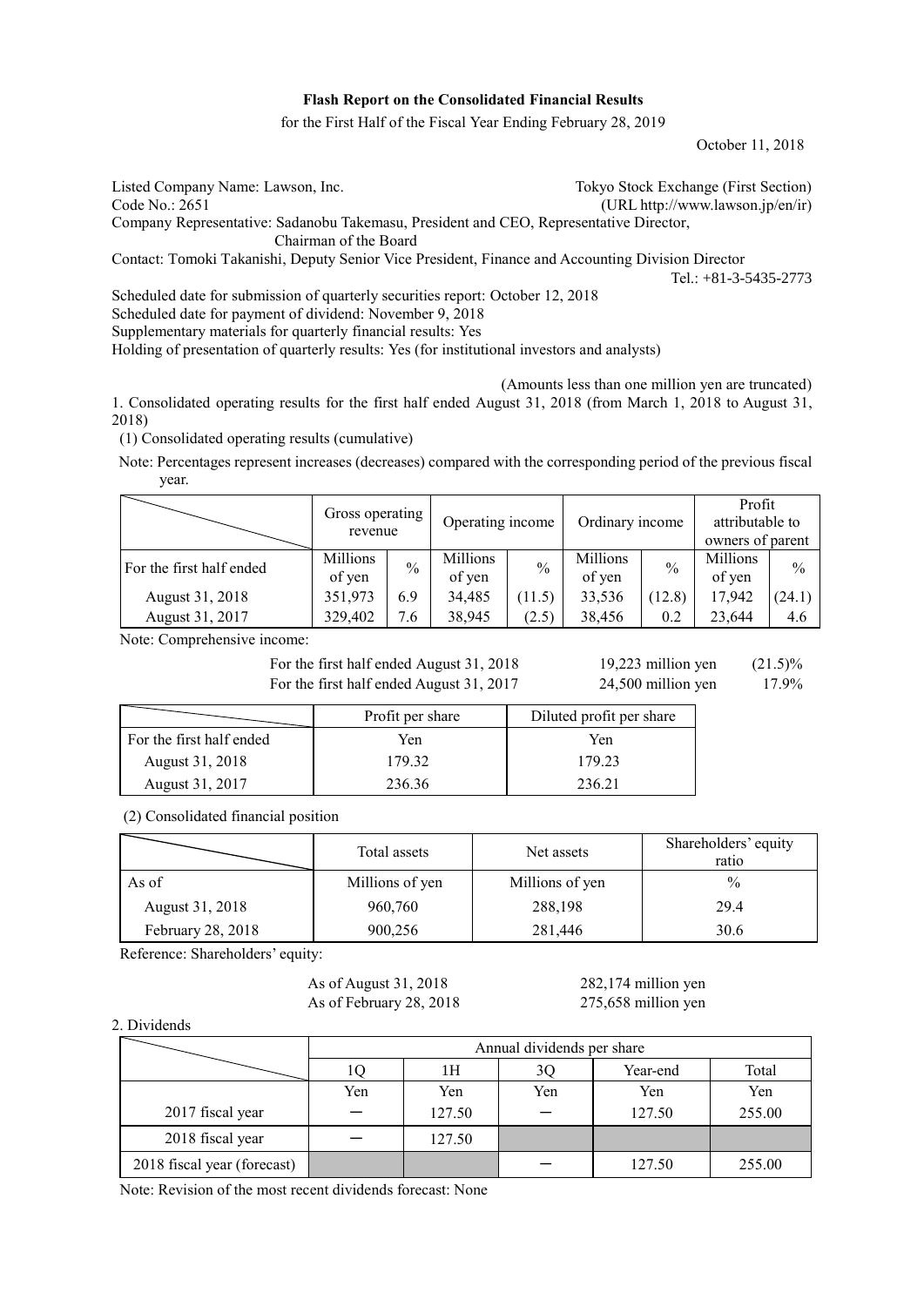**Flash Report on the Consolidated Financial Results**

for the First Half of the Fiscal Year Ending February 28, 2019

October 11, 2018

Listed Company Name: Lawson, Inc. Tokyo Stock Exchange (First Section)
Code No.: 2651 (URL http://www.lawson.jp/en/ir)
Company Representative: Sadanobu Takemasu, President and CEO, Representative Director, Chairman of the Board
Contact: Tomoki Takanishi, Deputy Senior Vice President, Finance and Accounting Division Director
Tel.: +81-3-5435-2773

Scheduled date for submission of quarterly securities report: October 12, 2018
Scheduled date for payment of dividend: November 9, 2018
Supplementary materials for quarterly financial results: Yes
Holding of presentation of quarterly results: Yes (for institutional investors and analysts)

(Amounts less than one million yen are truncated)

1. Consolidated operating results for the first half ended August 31, 2018 (from March 1, 2018 to August 31, 2018)

(1) Consolidated operating results (cumulative)

Note: Percentages represent increases (decreases) compared with the corresponding period of the previous fiscal year.

| | Gross operating revenue | | Operating income | | Ordinary income | | Profit attributable to owners of parent | |
|---|---|---|---|---|---|---|---|---|
| For the first half ended | Millions of yen | % | Millions of yen | % | Millions of yen | % | Millions of yen | % |
| August 31, 2018 | 351,973 | 6.9 | 34,485 | (11.5) | 33,536 | (12.8) | 17,942 | (24.1) |
| August 31, 2017 | 329,402 | 7.6 | 38,945 | (2.5) | 38,456 | 0.2 | 23,644 | 4.6 |

Note: Comprehensive income:

For the first half ended August 31, 2018 19,223 million yen (21.5)%
For the first half ended August 31, 2017 24,500 million yen 17.9%

| | Profit per share | Diluted profit per share |
|---|---|---|
| For the first half ended | Yen | Yen |
| August 31, 2018 | 179.32 | 179.23 |
| August 31, 2017 | 236.36 | 236.21 |

(2) Consolidated financial position

| | Total assets | Net assets | Shareholders' equity ratio |
|---|---|---|---|
| As of | Millions of yen | Millions of yen | % |
| August 31, 2018 | 960,760 | 288,198 | 29.4 |
| February 28, 2018 | 900,256 | 281,446 | 30.6 |

Reference: Shareholders' equity:

As of August 31, 2018 282,174 million yen
As of February 28, 2018 275,658 million yen

2. Dividends

| | Annual dividends per share | | | | |
|---|---|---|---|---|---|
| | 1Q | 1H | 3Q | Year-end | Total |
| | Yen | Yen | Yen | Yen | Yen |
| 2017 fiscal year | ― | 127.50 | ― | 127.50 | 255.00 |
| 2018 fiscal year | ― | 127.50 | | | |
| 2018 fiscal year (forecast) | | | ― | 127.50 | 255.00 |

Note: Revision of the most recent dividends forecast: None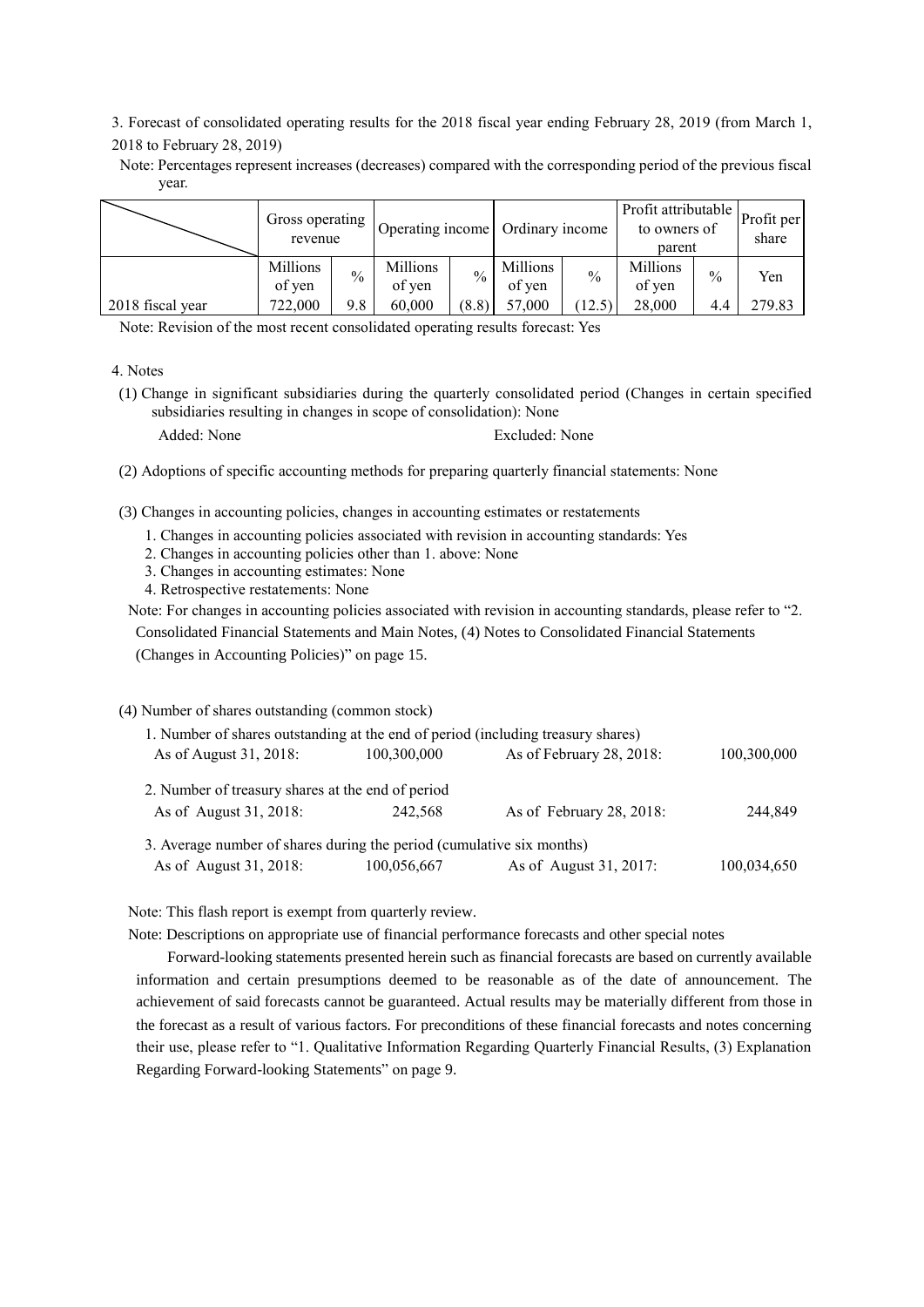3. Forecast of consolidated operating results for the 2018 fiscal year ending February 28, 2019 (from March 1, 2018 to February 28, 2019)

Note: Percentages represent increases (decreases) compared with the corresponding period of the previous fiscal year.

| | Gross operating revenue | | Operating income | | Ordinary income | | Profit attributable to owners of parent | | Profit per share |
|---|---|---|---|---|---|---|---|---|---|
| | Millions of yen | % | Millions of yen | % | Millions of yen | % | Millions of yen | % | Yen |
| 2018 fiscal year | 722,000 | 9.8 | 60,000 | (8.8) | 57,000 | (12.5) | 28,000 | 4.4 | 279.83 |

Note: Revision of the most recent consolidated operating results forecast: Yes

4. Notes

(1) Change in significant subsidiaries during the quarterly consolidated period (Changes in certain specified subsidiaries resulting in changes in scope of consolidation): None

Added: None　　Excluded: None

(2) Adoptions of specific accounting methods for preparing quarterly financial statements: None

(3) Changes in accounting policies, changes in accounting estimates or restatements

1. Changes in accounting policies associated with revision in accounting standards: Yes
2. Changes in accounting policies other than 1. above: None
3. Changes in accounting estimates: None
4. Retrospective restatements: None

Note: For changes in accounting policies associated with revision in accounting standards, please refer to "2. Consolidated Financial Statements and Main Notes, (4) Notes to Consolidated Financial Statements (Changes in Accounting Policies)" on page 15.

(4) Number of shares outstanding (common stock)

1. Number of shares outstanding at the end of period (including treasury shares)

| | | | |
|---|---|---|---|
| As of August 31, 2018: | 100,300,000 | As of February 28, 2018: | 100,300,000 |

2. Number of treasury shares at the end of period

| | | | |
|---|---|---|---|
| As of August 31, 2018: | 242,568 | As of February 28, 2018: | 244,849 |

3. Average number of shares during the period (cumulative six months)

| | | | |
|---|---|---|---|
| As of August 31, 2018: | 100,056,667 | As of August 31, 2017: | 100,034,650 |

Note: This flash report is exempt from quarterly review.

Note: Descriptions on appropriate use of financial performance forecasts and other special notes

Forward-looking statements presented herein such as financial forecasts are based on currently available information and certain presumptions deemed to be reasonable as of the date of announcement. The achievement of said forecasts cannot be guaranteed. Actual results may be materially different from those in the forecast as a result of various factors. For preconditions of these financial forecasts and notes concerning their use, please refer to "1. Qualitative Information Regarding Quarterly Financial Results, (3) Explanation Regarding Forward-looking Statements" on page 9.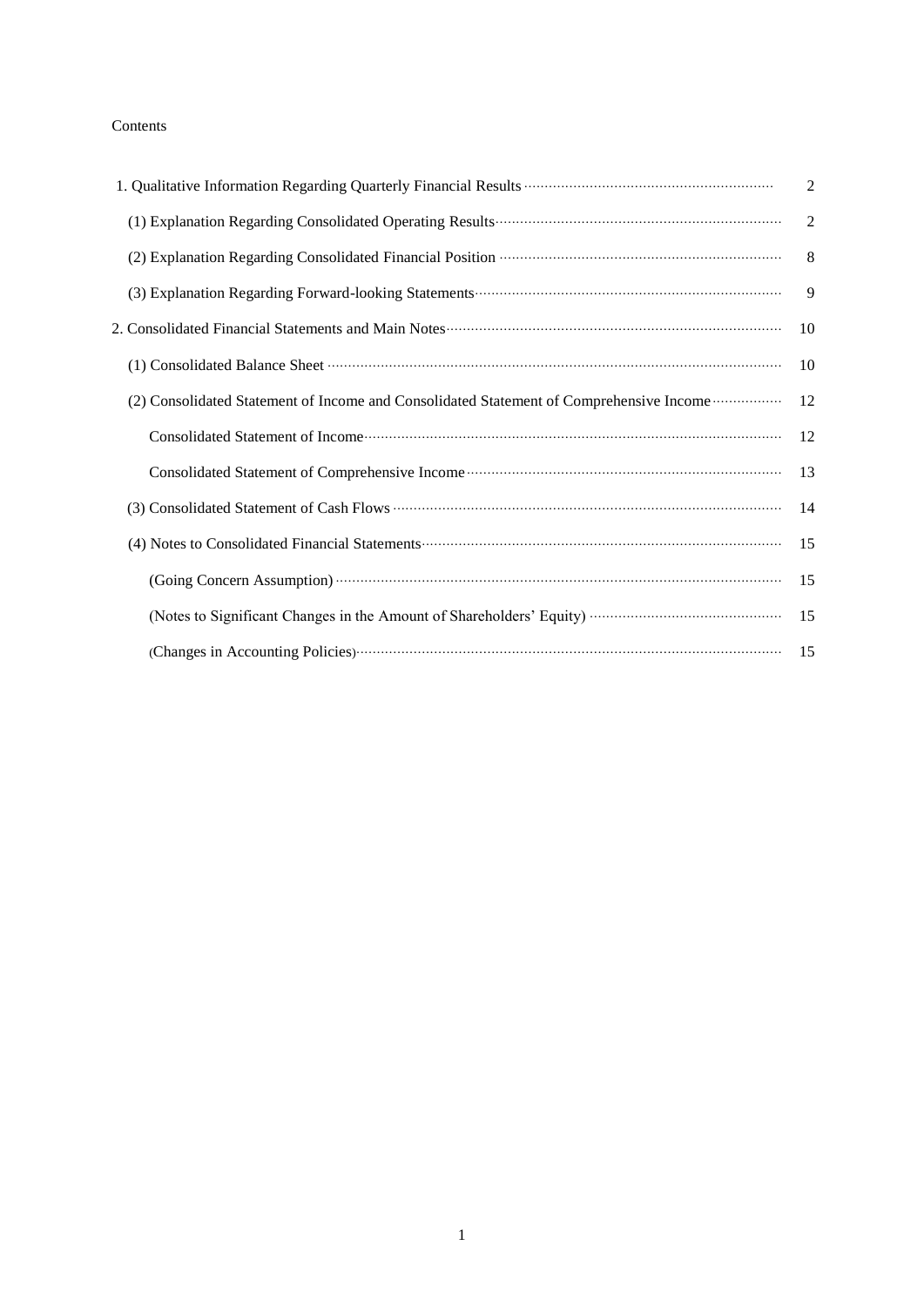Contents

| | |
|---|---|
| 1. Qualitative Information Regarding Quarterly Financial Results | 2 |
| (1) Explanation Regarding Consolidated Operating Results | 2 |
| (2) Explanation Regarding Consolidated Financial Position | 8 |
| (3) Explanation Regarding Forward-looking Statements | 9 |
| 2. Consolidated Financial Statements and Main Notes | 10 |
| (1) Consolidated Balance Sheet | 10 |
| (2) Consolidated Statement of Income and Consolidated Statement of Comprehensive Income | 12 |
| Consolidated Statement of Income | 12 |
| Consolidated Statement of Comprehensive Income | 13 |
| (3) Consolidated Statement of Cash Flows | 14 |
| (4) Notes to Consolidated Financial Statements | 15 |
| (Going Concern Assumption) | 15 |
| (Notes to Significant Changes in the Amount of Shareholders' Equity) | 15 |
| (Changes in Accounting Policies) | 15 |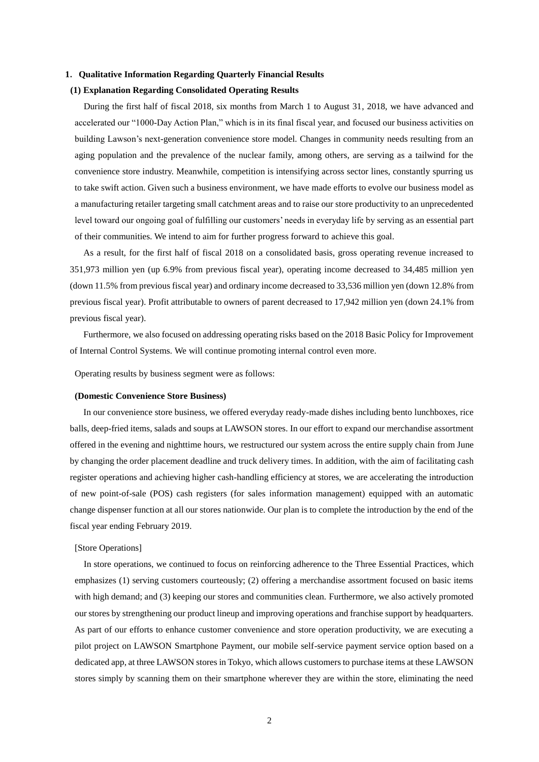## 1. Qualitative Information Regarding Quarterly Financial Results

### (1) Explanation Regarding Consolidated Operating Results

During the first half of fiscal 2018, six months from March 1 to August 31, 2018, we have advanced and accelerated our "1000-Day Action Plan," which is in its final fiscal year, and focused our business activities on building Lawson's next-generation convenience store model. Changes in community needs resulting from an aging population and the prevalence of the nuclear family, among others, are serving as a tailwind for the convenience store industry. Meanwhile, competition is intensifying across sector lines, constantly spurring us to take swift action. Given such a business environment, we have made efforts to evolve our business model as a manufacturing retailer targeting small catchment areas and to raise our store productivity to an unprecedented level toward our ongoing goal of fulfilling our customers' needs in everyday life by serving as an essential part of their communities. We intend to aim for further progress forward to achieve this goal.

As a result, for the first half of fiscal 2018 on a consolidated basis, gross operating revenue increased to 351,973 million yen (up 6.9% from previous fiscal year), operating income decreased to 34,485 million yen (down 11.5% from previous fiscal year) and ordinary income decreased to 33,536 million yen (down 12.8% from previous fiscal year). Profit attributable to owners of parent decreased to 17,942 million yen (down 24.1% from previous fiscal year).

Furthermore, we also focused on addressing operating risks based on the 2018 Basic Policy for Improvement of Internal Control Systems. We will continue promoting internal control even more.

Operating results by business segment were as follows:

**(Domestic Convenience Store Business)**

In our convenience store business, we offered everyday ready-made dishes including bento lunchboxes, rice balls, deep-fried items, salads and soups at LAWSON stores. In our effort to expand our merchandise assortment offered in the evening and nighttime hours, we restructured our system across the entire supply chain from June by changing the order placement deadline and truck delivery times. In addition, with the aim of facilitating cash register operations and achieving higher cash-handling efficiency at stores, we are accelerating the introduction of new point-of-sale (POS) cash registers (for sales information management) equipped with an automatic change dispenser function at all our stores nationwide. Our plan is to complete the introduction by the end of the fiscal year ending February 2019.

[Store Operations]

In store operations, we continued to focus on reinforcing adherence to the Three Essential Practices, which emphasizes (1) serving customers courteously; (2) offering a merchandise assortment focused on basic items with high demand; and (3) keeping our stores and communities clean. Furthermore, we also actively promoted our stores by strengthening our product lineup and improving operations and franchise support by headquarters. As part of our efforts to enhance customer convenience and store operation productivity, we are executing a pilot project on LAWSON Smartphone Payment, our mobile self-service payment service option based on a dedicated app, at three LAWSON stores in Tokyo, which allows customers to purchase items at these LAWSON stores simply by scanning them on their smartphone wherever they are within the store, eliminating the need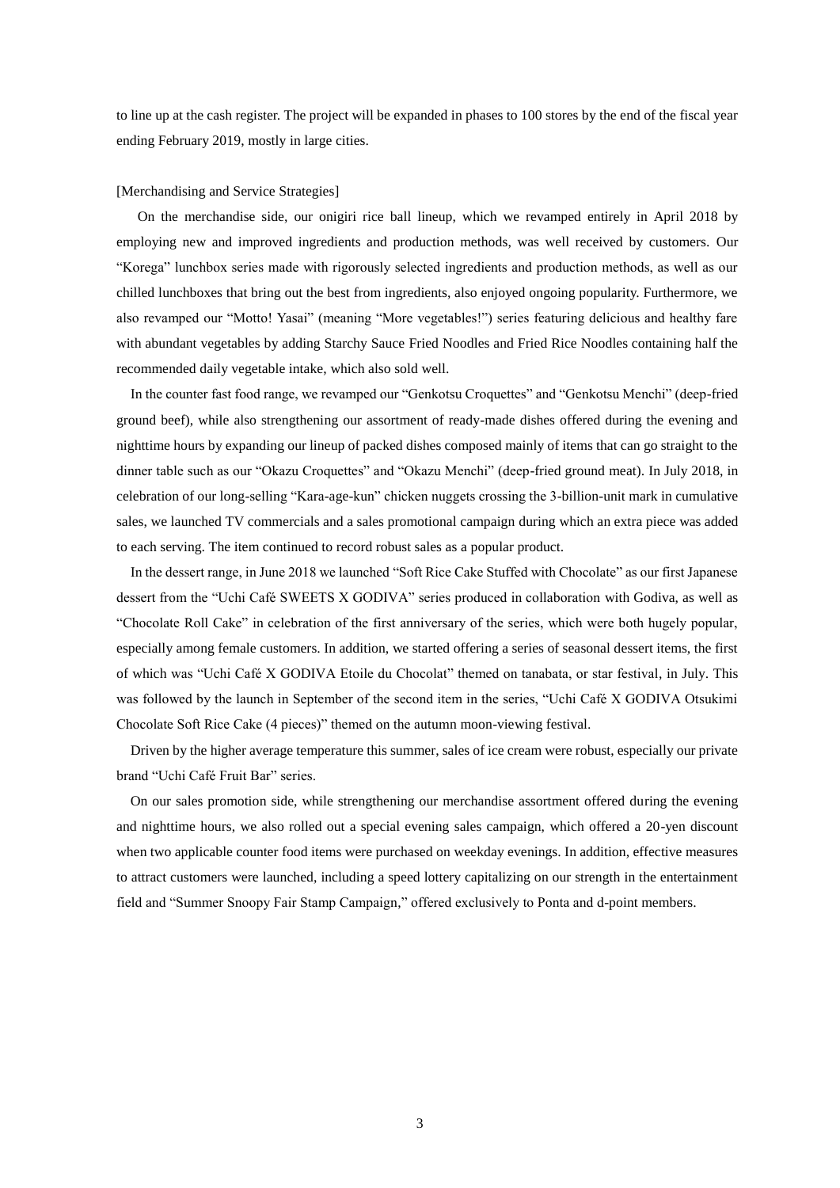to line up at the cash register. The project will be expanded in phases to 100 stores by the end of the fiscal year ending February 2019, mostly in large cities.

[Merchandising and Service Strategies]

On the merchandise side, our onigiri rice ball lineup, which we revamped entirely in April 2018 by employing new and improved ingredients and production methods, was well received by customers. Our "Korega" lunchbox series made with rigorously selected ingredients and production methods, as well as our chilled lunchboxes that bring out the best from ingredients, also enjoyed ongoing popularity. Furthermore, we also revamped our "Motto! Yasai" (meaning "More vegetables!") series featuring delicious and healthy fare with abundant vegetables by adding Starchy Sauce Fried Noodles and Fried Rice Noodles containing half the recommended daily vegetable intake, which also sold well.

In the counter fast food range, we revamped our "Genkotsu Croquettes" and "Genkotsu Menchi" (deep-fried ground beef), while also strengthening our assortment of ready-made dishes offered during the evening and nighttime hours by expanding our lineup of packed dishes composed mainly of items that can go straight to the dinner table such as our "Okazu Croquettes" and "Okazu Menchi" (deep-fried ground meat). In July 2018, in celebration of our long-selling "Kara-age-kun" chicken nuggets crossing the 3-billion-unit mark in cumulative sales, we launched TV commercials and a sales promotional campaign during which an extra piece was added to each serving. The item continued to record robust sales as a popular product.

In the dessert range, in June 2018 we launched "Soft Rice Cake Stuffed with Chocolate" as our first Japanese dessert from the "Uchi Café SWEETS X GODIVA" series produced in collaboration with Godiva, as well as "Chocolate Roll Cake" in celebration of the first anniversary of the series, which were both hugely popular, especially among female customers. In addition, we started offering a series of seasonal dessert items, the first of which was "Uchi Café X GODIVA Etoile du Chocolat" themed on tanabata, or star festival, in July. This was followed by the launch in September of the second item in the series, "Uchi Café X GODIVA Otsukimi Chocolate Soft Rice Cake (4 pieces)" themed on the autumn moon-viewing festival.

Driven by the higher average temperature this summer, sales of ice cream were robust, especially our private brand "Uchi Café Fruit Bar" series.

On our sales promotion side, while strengthening our merchandise assortment offered during the evening and nighttime hours, we also rolled out a special evening sales campaign, which offered a 20-yen discount when two applicable counter food items were purchased on weekday evenings. In addition, effective measures to attract customers were launched, including a speed lottery capitalizing on our strength in the entertainment field and "Summer Snoopy Fair Stamp Campaign," offered exclusively to Ponta and d-point members.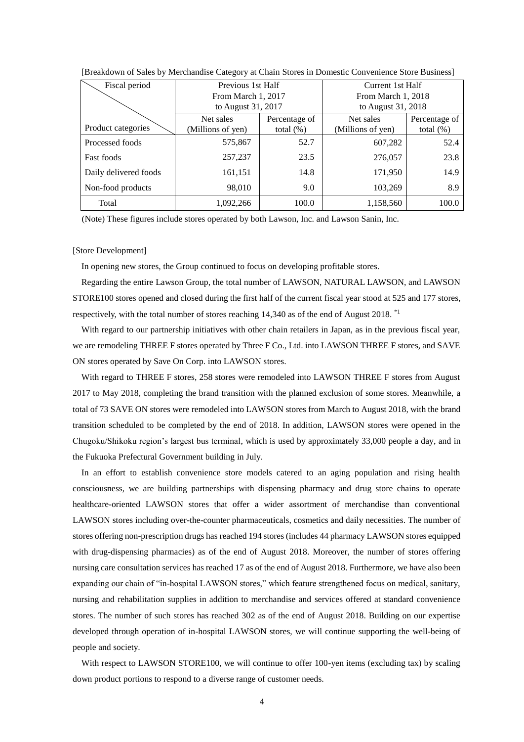[Breakdown of Sales by Merchandise Category at Chain Stores in Domestic Convenience Store Business]

| Fiscal period / Product categories | Previous 1st Half From March 1, 2017 to August 31, 2017 | | Current 1st Half From March 1, 2018 to August 31, 2018 | |
|---|---|---|---|---|
| | Net sales (Millions of yen) | Percentage of total (%) | Net sales (Millions of yen) | Percentage of total (%) |
| Processed foods | 575,867 | 52.7 | 607,282 | 52.4 |
| Fast foods | 257,237 | 23.5 | 276,057 | 23.8 |
| Daily delivered foods | 161,151 | 14.8 | 171,950 | 14.9 |
| Non-food products | 98,010 | 9.0 | 103,269 | 8.9 |
| Total | 1,092,266 | 100.0 | 1,158,560 | 100.0 |

(Note) These figures include stores operated by both Lawson, Inc. and Lawson Sanin, Inc.

[Store Development]

In opening new stores, the Group continued to focus on developing profitable stores.

Regarding the entire Lawson Group, the total number of LAWSON, NATURAL LAWSON, and LAWSON STORE100 stores opened and closed during the first half of the current fiscal year stood at 525 and 177 stores, respectively, with the total number of stores reaching 14,340 as of the end of August 2018. *1

With regard to our partnership initiatives with other chain retailers in Japan, as in the previous fiscal year, we are remodeling THREE F stores operated by Three F Co., Ltd. into LAWSON THREE F stores, and SAVE ON stores operated by Save On Corp. into LAWSON stores.

With regard to THREE F stores, 258 stores were remodeled into LAWSON THREE F stores from August 2017 to May 2018, completing the brand transition with the planned exclusion of some stores. Meanwhile, a total of 73 SAVE ON stores were remodeled into LAWSON stores from March to August 2018, with the brand transition scheduled to be completed by the end of 2018. In addition, LAWSON stores were opened in the Chugoku/Shikoku region's largest bus terminal, which is used by approximately 33,000 people a day, and in the Fukuoka Prefectural Government building in July.

In an effort to establish convenience store models catered to an aging population and rising health consciousness, we are building partnerships with dispensing pharmacy and drug store chains to operate healthcare-oriented LAWSON stores that offer a wider assortment of merchandise than conventional LAWSON stores including over-the-counter pharmaceuticals, cosmetics and daily necessities. The number of stores offering non-prescription drugs has reached 194 stores (includes 44 pharmacy LAWSON stores equipped with drug-dispensing pharmacies) as of the end of August 2018. Moreover, the number of stores offering nursing care consultation services has reached 17 as of the end of August 2018. Furthermore, we have also been expanding our chain of "in-hospital LAWSON stores," which feature strengthened focus on medical, sanitary, nursing and rehabilitation supplies in addition to merchandise and services offered at standard convenience stores. The number of such stores has reached 302 as of the end of August 2018. Building on our expertise developed through operation of in-hospital LAWSON stores, we will continue supporting the well-being of people and society.

With respect to LAWSON STORE100, we will continue to offer 100-yen items (excluding tax) by scaling down product portions to respond to a diverse range of customer needs.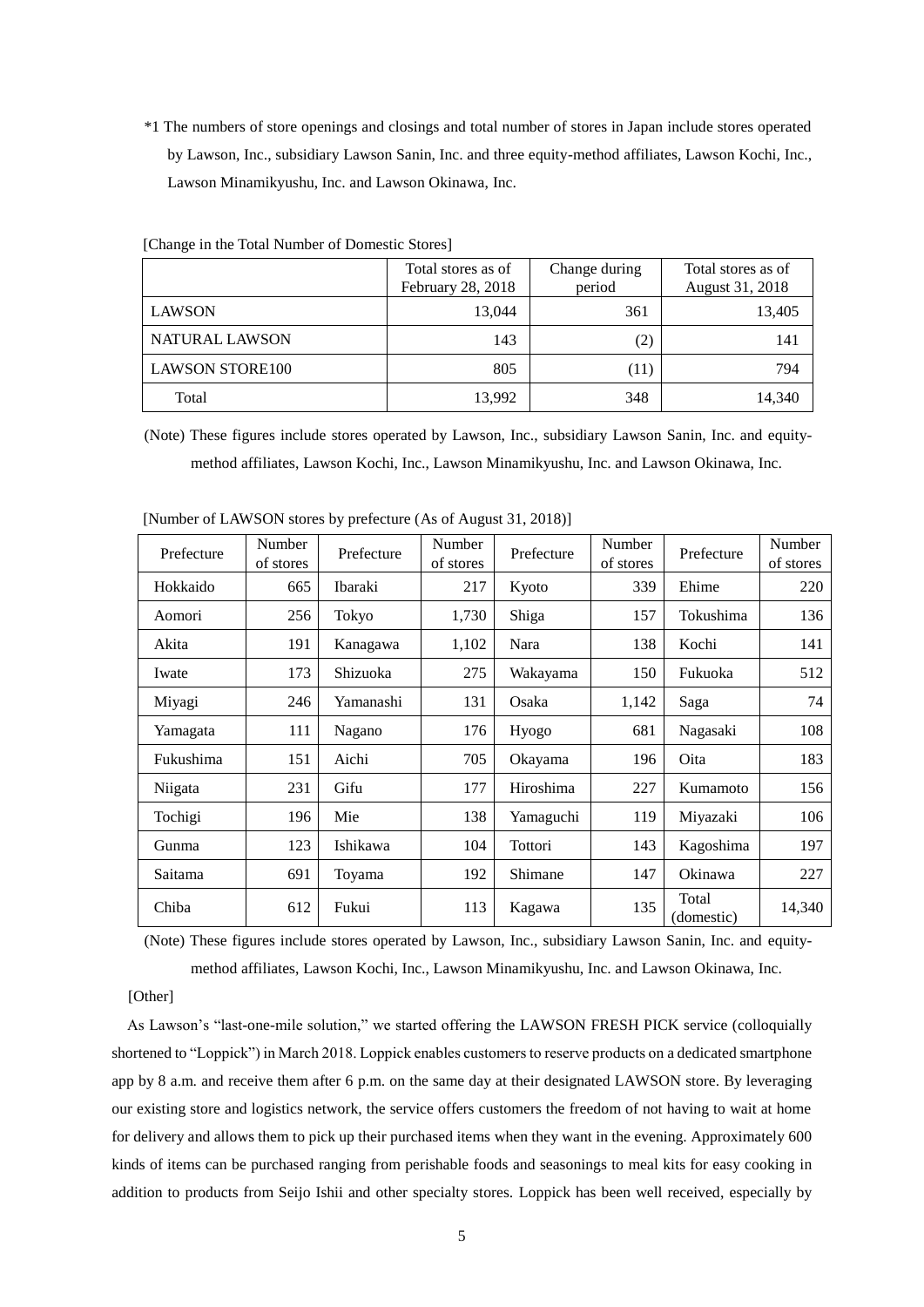*1 The numbers of store openings and closings and total number of stores in Japan include stores operated by Lawson, Inc., subsidiary Lawson Sanin, Inc. and three equity-method affiliates, Lawson Kochi, Inc., Lawson Minamikyushu, Inc. and Lawson Okinawa, Inc.

[Change in the Total Number of Domestic Stores]

| | Total stores as of February 28, 2018 | Change during period | Total stores as of August 31, 2018 |
|---|---|---|---|
| LAWSON | 13,044 | 361 | 13,405 |
| NATURAL LAWSON | 143 | (2) | 141 |
| LAWSON STORE100 | 805 | (11) | 794 |
| Total | 13,992 | 348 | 14,340 |

(Note) These figures include stores operated by Lawson, Inc., subsidiary Lawson Sanin, Inc. and equity-method affiliates, Lawson Kochi, Inc., Lawson Minamikyushu, Inc. and Lawson Okinawa, Inc.

[Number of LAWSON stores by prefecture (As of August 31, 2018)]

| Prefecture | Number of stores | Prefecture | Number of stores | Prefecture | Number of stores | Prefecture | Number of stores |
|---|---|---|---|---|---|---|---|
| Hokkaido | 665 | Ibaraki | 217 | Kyoto | 339 | Ehime | 220 |
| Aomori | 256 | Tokyo | 1,730 | Shiga | 157 | Tokushima | 136 |
| Akita | 191 | Kanagawa | 1,102 | Nara | 138 | Kochi | 141 |
| Iwate | 173 | Shizuoka | 275 | Wakayama | 150 | Fukuoka | 512 |
| Miyagi | 246 | Yamanashi | 131 | Osaka | 1,142 | Saga | 74 |
| Yamagata | 111 | Nagano | 176 | Hyogo | 681 | Nagasaki | 108 |
| Fukushima | 151 | Aichi | 705 | Okayama | 196 | Oita | 183 |
| Niigata | 231 | Gifu | 177 | Hiroshima | 227 | Kumamoto | 156 |
| Tochigi | 196 | Mie | 138 | Yamaguchi | 119 | Miyazaki | 106 |
| Gunma | 123 | Ishikawa | 104 | Tottori | 143 | Kagoshima | 197 |
| Saitama | 691 | Toyama | 192 | Shimane | 147 | Okinawa | 227 |
| Chiba | 612 | Fukui | 113 | Kagawa | 135 | Total (domestic) | 14,340 |

(Note) These figures include stores operated by Lawson, Inc., subsidiary Lawson Sanin, Inc. and equity-method affiliates, Lawson Kochi, Inc., Lawson Minamikyushu, Inc. and Lawson Okinawa, Inc.

[Other]

As Lawson's "last-one-mile solution," we started offering the LAWSON FRESH PICK service (colloquially shortened to "Loppick") in March 2018. Loppick enables customers to reserve products on a dedicated smartphone app by 8 a.m. and receive them after 6 p.m. on the same day at their designated LAWSON store. By leveraging our existing store and logistics network, the service offers customers the freedom of not having to wait at home for delivery and allows them to pick up their purchased items when they want in the evening. Approximately 600 kinds of items can be purchased ranging from perishable foods and seasonings to meal kits for easy cooking in addition to products from Seijo Ishii and other specialty stores. Loppick has been well received, especially by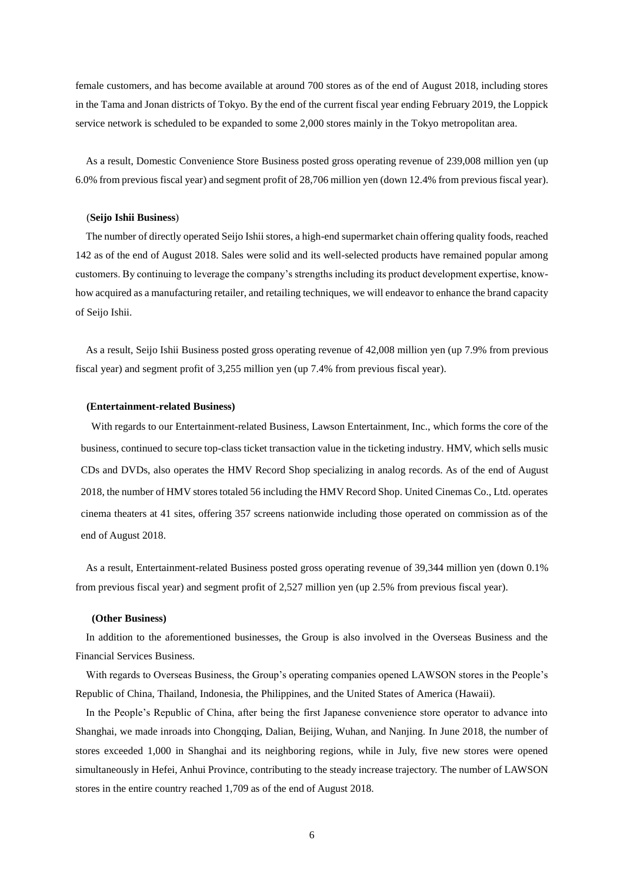female customers, and has become available at around 700 stores as of the end of August 2018, including stores in the Tama and Jonan districts of Tokyo. By the end of the current fiscal year ending February 2019, the Loppick service network is scheduled to be expanded to some 2,000 stores mainly in the Tokyo metropolitan area.

As a result, Domestic Convenience Store Business posted gross operating revenue of 239,008 million yen (up 6.0% from previous fiscal year) and segment profit of 28,706 million yen (down 12.4% from previous fiscal year).

(**Seijo Ishii Business**)

The number of directly operated Seijo Ishii stores, a high-end supermarket chain offering quality foods, reached 142 as of the end of August 2018. Sales were solid and its well-selected products have remained popular among customers. By continuing to leverage the company's strengths including its product development expertise, know-how acquired as a manufacturing retailer, and retailing techniques, we will endeavor to enhance the brand capacity of Seijo Ishii.

As a result, Seijo Ishii Business posted gross operating revenue of 42,008 million yen (up 7.9% from previous fiscal year) and segment profit of 3,255 million yen (up 7.4% from previous fiscal year).

**(Entertainment-related Business)**

With regards to our Entertainment-related Business, Lawson Entertainment, Inc., which forms the core of the business, continued to secure top-class ticket transaction value in the ticketing industry. HMV, which sells music CDs and DVDs, also operates the HMV Record Shop specializing in analog records. As of the end of August 2018, the number of HMV stores totaled 56 including the HMV Record Shop. United Cinemas Co., Ltd. operates cinema theaters at 41 sites, offering 357 screens nationwide including those operated on commission as of the end of August 2018.

As a result, Entertainment-related Business posted gross operating revenue of 39,344 million yen (down 0.1% from previous fiscal year) and segment profit of 2,527 million yen (up 2.5% from previous fiscal year).

**(Other Business)**

In addition to the aforementioned businesses, the Group is also involved in the Overseas Business and the Financial Services Business.

With regards to Overseas Business, the Group's operating companies opened LAWSON stores in the People's Republic of China, Thailand, Indonesia, the Philippines, and the United States of America (Hawaii).

In the People's Republic of China, after being the first Japanese convenience store operator to advance into Shanghai, we made inroads into Chongqing, Dalian, Beijing, Wuhan, and Nanjing. In June 2018, the number of stores exceeded 1,000 in Shanghai and its neighboring regions, while in July, five new stores were opened simultaneously in Hefei, Anhui Province, contributing to the steady increase trajectory. The number of LAWSON stores in the entire country reached 1,709 as of the end of August 2018.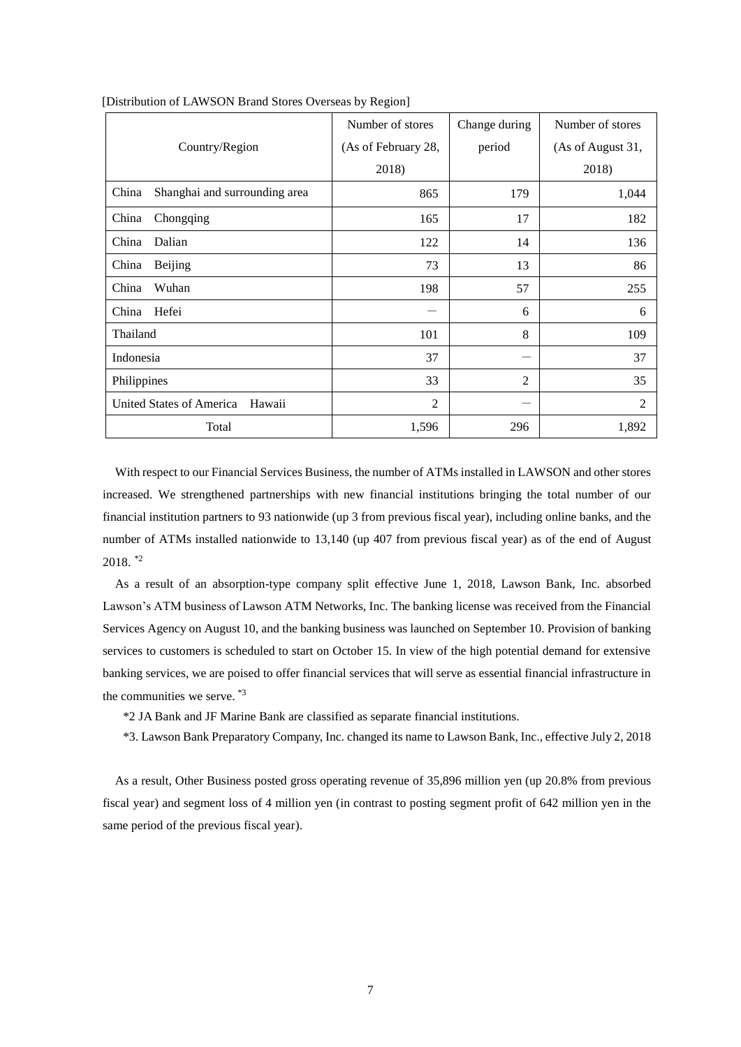[Distribution of LAWSON Brand Stores Overseas by Region]

| Country/Region | Number of stores (As of February 28, 2018) | Change during period | Number of stores (As of August 31, 2018) |
|---|---|---|---|
| China Shanghai and surrounding area | 865 | 179 | 1,044 |
| China Chongqing | 165 | 17 | 182 |
| China Dalian | 122 | 14 | 136 |
| China Beijing | 73 | 13 | 86 |
| China Wuhan | 198 | 57 | 255 |
| China Hefei | ― | 6 | 6 |
| Thailand | 101 | 8 | 109 |
| Indonesia | 37 | ― | 37 |
| Philippines | 33 | 2 | 35 |
| United States of America Hawaii | 2 | ― | 2 |
| Total | 1,596 | 296 | 1,892 |

With respect to our Financial Services Business, the number of ATMs installed in LAWSON and other stores increased. We strengthened partnerships with new financial institutions bringing the total number of our financial institution partners to 93 nationwide (up 3 from previous fiscal year), including online banks, and the number of ATMs installed nationwide to 13,140 (up 407 from previous fiscal year) as of the end of August 2018. *2

As a result of an absorption-type company split effective June 1, 2018, Lawson Bank, Inc. absorbed Lawson's ATM business of Lawson ATM Networks, Inc. The banking license was received from the Financial Services Agency on August 10, and the banking business was launched on September 10. Provision of banking services to customers is scheduled to start on October 15. In view of the high potential demand for extensive banking services, we are poised to offer financial services that will serve as essential financial infrastructure in the communities we serve. *3

*2 JA Bank and JF Marine Bank are classified as separate financial institutions.

*3. Lawson Bank Preparatory Company, Inc. changed its name to Lawson Bank, Inc., effective July 2, 2018

As a result, Other Business posted gross operating revenue of 35,896 million yen (up 20.8% from previous fiscal year) and segment loss of 4 million yen (in contrast to posting segment profit of 642 million yen in the same period of the previous fiscal year).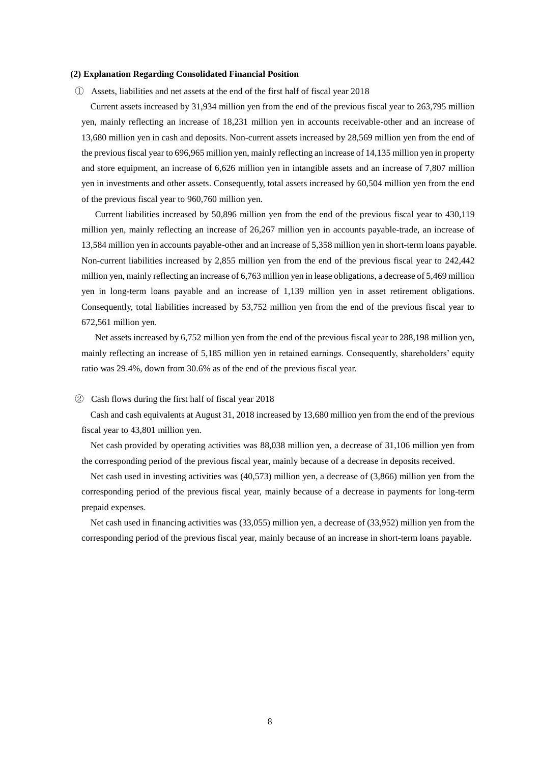**(2) Explanation Regarding Consolidated Financial Position**

① Assets, liabilities and net assets at the end of the first half of fiscal year 2018

Current assets increased by 31,934 million yen from the end of the previous fiscal year to 263,795 million yen, mainly reflecting an increase of 18,231 million yen in accounts receivable-other and an increase of 13,680 million yen in cash and deposits. Non-current assets increased by 28,569 million yen from the end of the previous fiscal year to 696,965 million yen, mainly reflecting an increase of 14,135 million yen in property and store equipment, an increase of 6,626 million yen in intangible assets and an increase of 7,807 million yen in investments and other assets. Consequently, total assets increased by 60,504 million yen from the end of the previous fiscal year to 960,760 million yen.

Current liabilities increased by 50,896 million yen from the end of the previous fiscal year to 430,119 million yen, mainly reflecting an increase of 26,267 million yen in accounts payable-trade, an increase of 13,584 million yen in accounts payable-other and an increase of 5,358 million yen in short-term loans payable. Non-current liabilities increased by 2,855 million yen from the end of the previous fiscal year to 242,442 million yen, mainly reflecting an increase of 6,763 million yen in lease obligations, a decrease of 5,469 million yen in long-term loans payable and an increase of 1,139 million yen in asset retirement obligations. Consequently, total liabilities increased by 53,752 million yen from the end of the previous fiscal year to 672,561 million yen.

Net assets increased by 6,752 million yen from the end of the previous fiscal year to 288,198 million yen, mainly reflecting an increase of 5,185 million yen in retained earnings. Consequently, shareholders' equity ratio was 29.4%, down from 30.6% as of the end of the previous fiscal year.

② Cash flows during the first half of fiscal year 2018

Cash and cash equivalents at August 31, 2018 increased by 13,680 million yen from the end of the previous fiscal year to 43,801 million yen.

Net cash provided by operating activities was 88,038 million yen, a decrease of 31,106 million yen from the corresponding period of the previous fiscal year, mainly because of a decrease in deposits received.

Net cash used in investing activities was (40,573) million yen, a decrease of (3,866) million yen from the corresponding period of the previous fiscal year, mainly because of a decrease in payments for long-term prepaid expenses.

Net cash used in financing activities was (33,055) million yen, a decrease of (33,952) million yen from the corresponding period of the previous fiscal year, mainly because of an increase in short-term loans payable.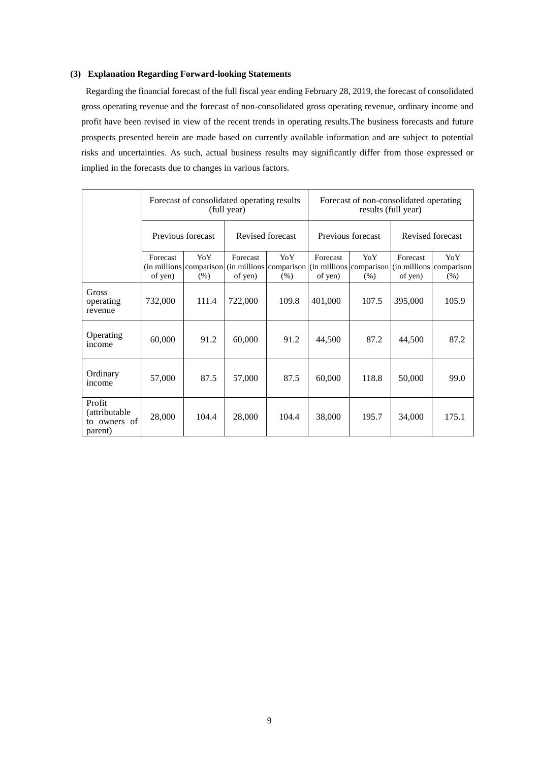### (3) Explanation Regarding Forward-looking Statements

Regarding the financial forecast of the full fiscal year ending February 28, 2019, the forecast of consolidated gross operating revenue and the forecast of non-consolidated gross operating revenue, ordinary income and profit have been revised in view of the recent trends in operating results.The business forecasts and future prospects presented herein are made based on currently available information and are subject to potential risks and uncertainties. As such, actual business results may significantly differ from those expressed or implied in the forecasts due to changes in various factors.

| | Forecast of consolidated operating results (full year) | | | | Forecast of non-consolidated operating results (full year) | | | |
|---|---|---|---|---|---|---|---|---|
| | Previous forecast | | Revised forecast | | Previous forecast | | Revised forecast | |
| | Forecast (in millions of yen) | YoY comparison (%) | Forecast (in millions of yen) | YoY comparison (%) | Forecast (in millions of yen) | YoY comparison (%) | Forecast (in millions of yen) | YoY comparison (%) |
| Gross operating revenue | 732,000 | 111.4 | 722,000 | 109.8 | 401,000 | 107.5 | 395,000 | 105.9 |
| Operating income | 60,000 | 91.2 | 60,000 | 91.2 | 44,500 | 87.2 | 44,500 | 87.2 |
| Ordinary income | 57,000 | 87.5 | 57,000 | 87.5 | 60,000 | 118.8 | 50,000 | 99.0 |
| Profit (attributable to owners of parent) | 28,000 | 104.4 | 28,000 | 104.4 | 38,000 | 195.7 | 34,000 | 175.1 |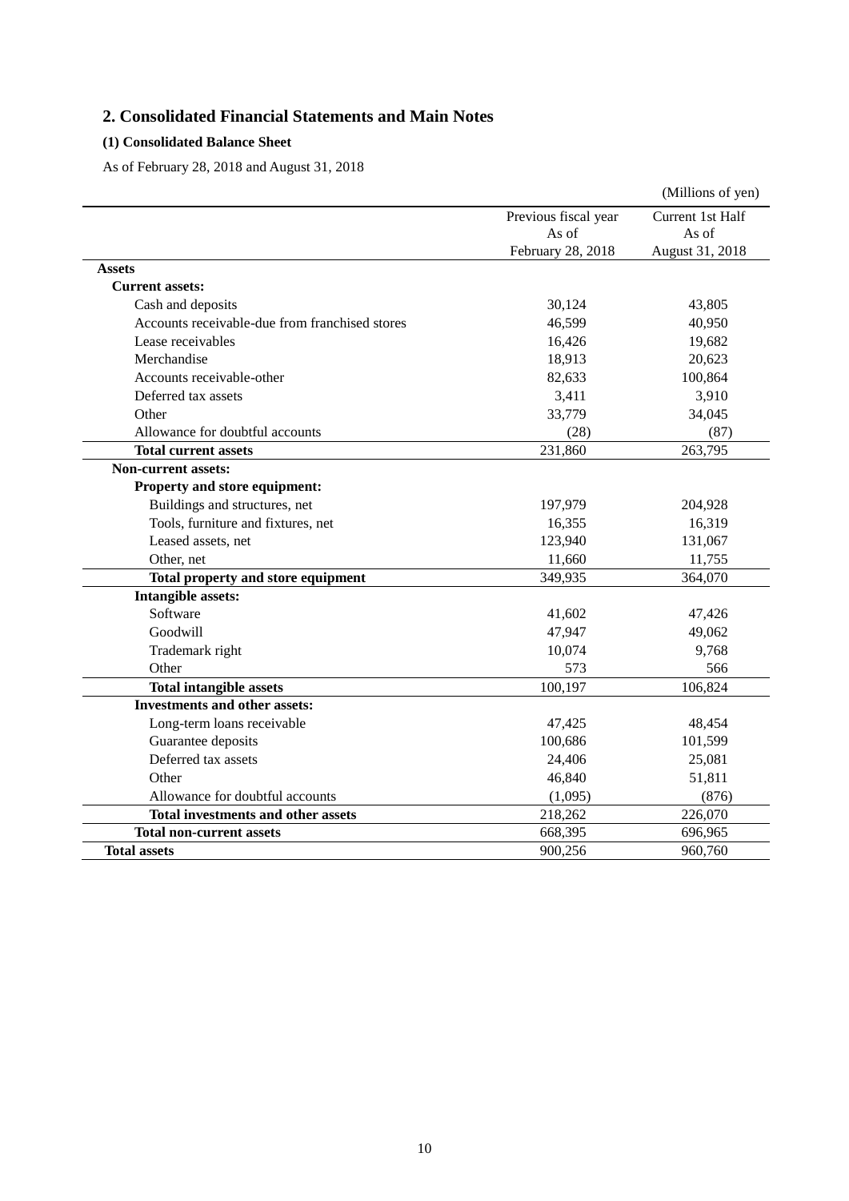## 2. Consolidated Financial Statements and Main Notes

### (1) Consolidated Balance Sheet

As of February 28, 2018 and August 31, 2018

(Millions of yen)

| | Previous fiscal year As of February 28, 2018 | Current 1st Half As of August 31, 2018 |
|---|---|---|
| **Assets** | | |
| **Current assets:** | | |
| Cash and deposits | 30,124 | 43,805 |
| Accounts receivable-due from franchised stores | 46,599 | 40,950 |
| Lease receivables | 16,426 | 19,682 |
| Merchandise | 18,913 | 20,623 |
| Accounts receivable-other | 82,633 | 100,864 |
| Deferred tax assets | 3,411 | 3,910 |
| Other | 33,779 | 34,045 |
| Allowance for doubtful accounts | (28) | (87) |
| **Total current assets** | 231,860 | 263,795 |
| **Non-current assets:** | | |
| **Property and store equipment:** | | |
| Buildings and structures, net | 197,979 | 204,928 |
| Tools, furniture and fixtures, net | 16,355 | 16,319 |
| Leased assets, net | 123,940 | 131,067 |
| Other, net | 11,660 | 11,755 |
| **Total property and store equipment** | 349,935 | 364,070 |
| **Intangible assets:** | | |
| Software | 41,602 | 47,426 |
| Goodwill | 47,947 | 49,062 |
| Trademark right | 10,074 | 9,768 |
| Other | 573 | 566 |
| **Total intangible assets** | 100,197 | 106,824 |
| **Investments and other assets:** | | |
| Long-term loans receivable | 47,425 | 48,454 |
| Guarantee deposits | 100,686 | 101,599 |
| Deferred tax assets | 24,406 | 25,081 |
| Other | 46,840 | 51,811 |
| Allowance for doubtful accounts | (1,095) | (876) |
| **Total investments and other assets** | 218,262 | 226,070 |
| **Total non-current assets** | 668,395 | 696,965 |
| **Total assets** | 900,256 | 960,760 |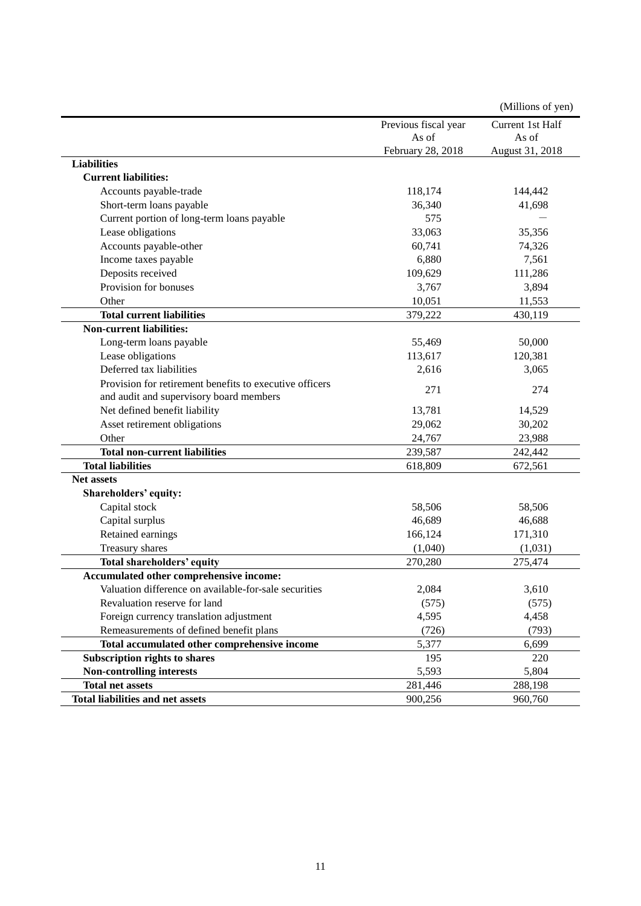(Millions of yen)

| | Previous fiscal year As of February 28, 2018 | Current 1st Half As of August 31, 2018 |
|---|---|---|
| **Liabilities** | | |
| **Current liabilities:** | | |
| Accounts payable-trade | 118,174 | 144,442 |
| Short-term loans payable | 36,340 | 41,698 |
| Current portion of long-term loans payable | 575 | — |
| Lease obligations | 33,063 | 35,356 |
| Accounts payable-other | 60,741 | 74,326 |
| Income taxes payable | 6,880 | 7,561 |
| Deposits received | 109,629 | 111,286 |
| Provision for bonuses | 3,767 | 3,894 |
| Other | 10,051 | 11,553 |
| **Total current liabilities** | 379,222 | 430,119 |
| **Non-current liabilities:** | | |
| Long-term loans payable | 55,469 | 50,000 |
| Lease obligations | 113,617 | 120,381 |
| Deferred tax liabilities | 2,616 | 3,065 |
| Provision for retirement benefits to executive officers and audit and supervisory board members | 271 | 274 |
| Net defined benefit liability | 13,781 | 14,529 |
| Asset retirement obligations | 29,062 | 30,202 |
| Other | 24,767 | 23,988 |
| **Total non-current liabilities** | 239,587 | 242,442 |
| **Total liabilities** | 618,809 | 672,561 |
| **Net assets** | | |
| **Shareholders' equity:** | | |
| Capital stock | 58,506 | 58,506 |
| Capital surplus | 46,689 | 46,688 |
| Retained earnings | 166,124 | 171,310 |
| Treasury shares | (1,040) | (1,031) |
| **Total shareholders' equity** | 270,280 | 275,474 |
| **Accumulated other comprehensive income:** | | |
| Valuation difference on available-for-sale securities | 2,084 | 3,610 |
| Revaluation reserve for land | (575) | (575) |
| Foreign currency translation adjustment | 4,595 | 4,458 |
| Remeasurements of defined benefit plans | (726) | (793) |
| **Total accumulated other comprehensive income** | 5,377 | 6,699 |
| **Subscription rights to shares** | 195 | 220 |
| **Non-controlling interests** | 5,593 | 5,804 |
| **Total net assets** | 281,446 | 288,198 |
| **Total liabilities and net assets** | 900,256 | 960,760 |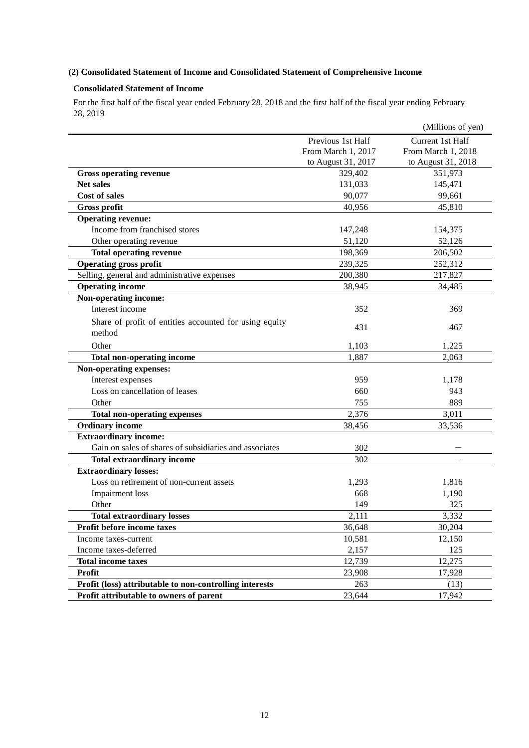### (2) Consolidated Statement of Income and Consolidated Statement of Comprehensive Income

#### Consolidated Statement of Income

For the first half of the fiscal year ended February 28, 2018 and the first half of the fiscal year ending February 28, 2019

(Millions of yen)

| | Previous 1st Half From March 1, 2017 to August 31, 2017 | Current 1st Half From March 1, 2018 to August 31, 2018 |
|---|---|---|
| **Gross operating revenue** | 329,402 | 351,973 |
| **Net sales** | 131,033 | 145,471 |
| **Cost of sales** | 90,077 | 99,661 |
| **Gross profit** | 40,956 | 45,810 |
| **Operating revenue:** | | |
| Income from franchised stores | 147,248 | 154,375 |
| Other operating revenue | 51,120 | 52,126 |
| **Total operating revenue** | 198,369 | 206,502 |
| **Operating gross profit** | 239,325 | 252,312 |
| Selling, general and administrative expenses | 200,380 | 217,827 |
| **Operating income** | 38,945 | 34,485 |
| **Non-operating income:** | | |
| Interest income | 352 | 369 |
| Share of profit of entities accounted for using equity method | 431 | 467 |
| Other | 1,103 | 1,225 |
| **Total non-operating income** | 1,887 | 2,063 |
| **Non-operating expenses:** | | |
| Interest expenses | 959 | 1,178 |
| Loss on cancellation of leases | 660 | 943 |
| Other | 755 | 889 |
| **Total non-operating expenses** | 2,376 | 3,011 |
| **Ordinary income** | 38,456 | 33,536 |
| **Extraordinary income:** | | |
| Gain on sales of shares of subsidiaries and associates | 302 | — |
| **Total extraordinary income** | 302 | — |
| **Extraordinary losses:** | | |
| Loss on retirement of non-current assets | 1,293 | 1,816 |
| Impairment loss | 668 | 1,190 |
| Other | 149 | 325 |
| **Total extraordinary losses** | 2,111 | 3,332 |
| **Profit before income taxes** | 36,648 | 30,204 |
| Income taxes-current | 10,581 | 12,150 |
| Income taxes-deferred | 2,157 | 125 |
| **Total income taxes** | 12,739 | 12,275 |
| **Profit** | 23,908 | 17,928 |
| **Profit (loss) attributable to non-controlling interests** | 263 | (13) |
| **Profit attributable to owners of parent** | 23,644 | 17,942 |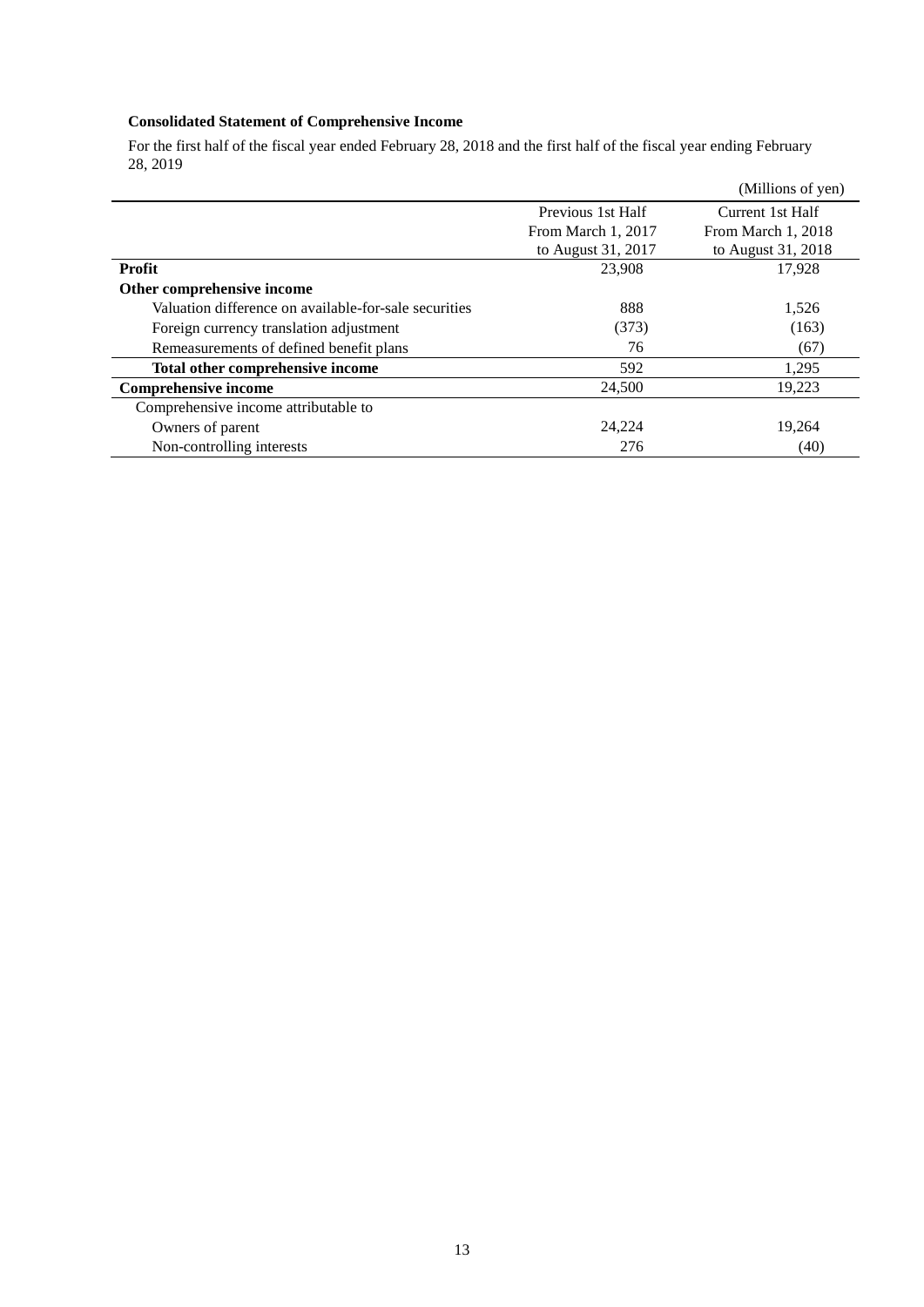### Consolidated Statement of Comprehensive Income

For the first half of the fiscal year ended February 28, 2018 and the first half of the fiscal year ending February 28, 2019

(Millions of yen)

| | Previous 1st Half From March 1, 2017 to August 31, 2017 | Current 1st Half From March 1, 2018 to August 31, 2018 |
|---|---|---|
| **Profit** | 23,908 | 17,928 |
| **Other comprehensive income** | | |
| Valuation difference on available-for-sale securities | 888 | 1,526 |
| Foreign currency translation adjustment | (373) | (163) |
| Remeasurements of defined benefit plans | 76 | (67) |
| **Total other comprehensive income** | 592 | 1,295 |
| **Comprehensive income** | 24,500 | 19,223 |
| Comprehensive income attributable to | | |
| Owners of parent | 24,224 | 19,264 |
| Non-controlling interests | 276 | (40) |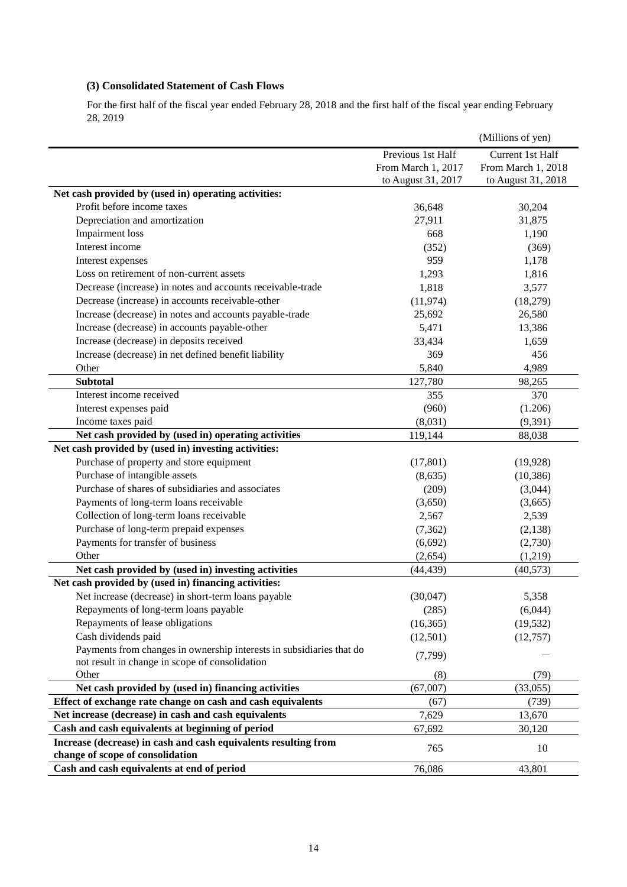### (3) Consolidated Statement of Cash Flows

For the first half of the fiscal year ended February 28, 2018 and the first half of the fiscal year ending February 28, 2019

(Millions of yen)

| | Previous 1st Half From March 1, 2017 to August 31, 2017 | Current 1st Half From March 1, 2018 to August 31, 2018 |
|---|---|---|
| **Net cash provided by (used in) operating activities:** | | |
| Profit before income taxes | 36,648 | 30,204 |
| Depreciation and amortization | 27,911 | 31,875 |
| Impairment loss | 668 | 1,190 |
| Interest income | (352) | (369) |
| Interest expenses | 959 | 1,178 |
| Loss on retirement of non-current assets | 1,293 | 1,816 |
| Decrease (increase) in notes and accounts receivable-trade | 1,818 | 3,577 |
| Decrease (increase) in accounts receivable-other | (11,974) | (18,279) |
| Increase (decrease) in notes and accounts payable-trade | 25,692 | 26,580 |
| Increase (decrease) in accounts payable-other | 5,471 | 13,386 |
| Increase (decrease) in deposits received | 33,434 | 1,659 |
| Increase (decrease) in net defined benefit liability | 369 | 456 |
| Other | 5,840 | 4,989 |
| **Subtotal** | 127,780 | 98,265 |
| Interest income received | 355 | 370 |
| Interest expenses paid | (960) | (1.206) |
| Income taxes paid | (8,031) | (9,391) |
| **Net cash provided by (used in) operating activities** | 119,144 | 88,038 |
| **Net cash provided by (used in) investing activities:** | | |
| Purchase of property and store equipment | (17,801) | (19,928) |
| Purchase of intangible assets | (8,635) | (10,386) |
| Purchase of shares of subsidiaries and associates | (209) | (3,044) |
| Payments of long-term loans receivable | (3,650) | (3,665) |
| Collection of long-term loans receivable | 2,567 | 2,539 |
| Purchase of long-term prepaid expenses | (7,362) | (2,138) |
| Payments for transfer of business | (6,692) | (2,730) |
| Other | (2,654) | (1,219) |
| **Net cash provided by (used in) investing activities** | (44,439) | (40,573) |
| **Net cash provided by (used in) financing activities:** | | |
| Net increase (decrease) in short-term loans payable | (30,047) | 5,358 |
| Repayments of long-term loans payable | (285) | (6,044) |
| Repayments of lease obligations | (16,365) | (19,532) |
| Cash dividends paid | (12,501) | (12,757) |
| Payments from changes in ownership interests in subsidiaries that do not result in change in scope of consolidation | (7,799) | — |
| Other | (8) | (79) |
| **Net cash provided by (used in) financing activities** | (67,007) | (33,055) |
| **Effect of exchange rate change on cash and cash equivalents** | (67) | (739) |
| **Net increase (decrease) in cash and cash equivalents** | 7,629 | 13,670 |
| **Cash and cash equivalents at beginning of period** | 67,692 | 30,120 |
| **Increase (decrease) in cash and cash equivalents resulting from change of scope of consolidation** | 765 | 10 |
| **Cash and cash equivalents at end of period** | 76,086 | 43,801 |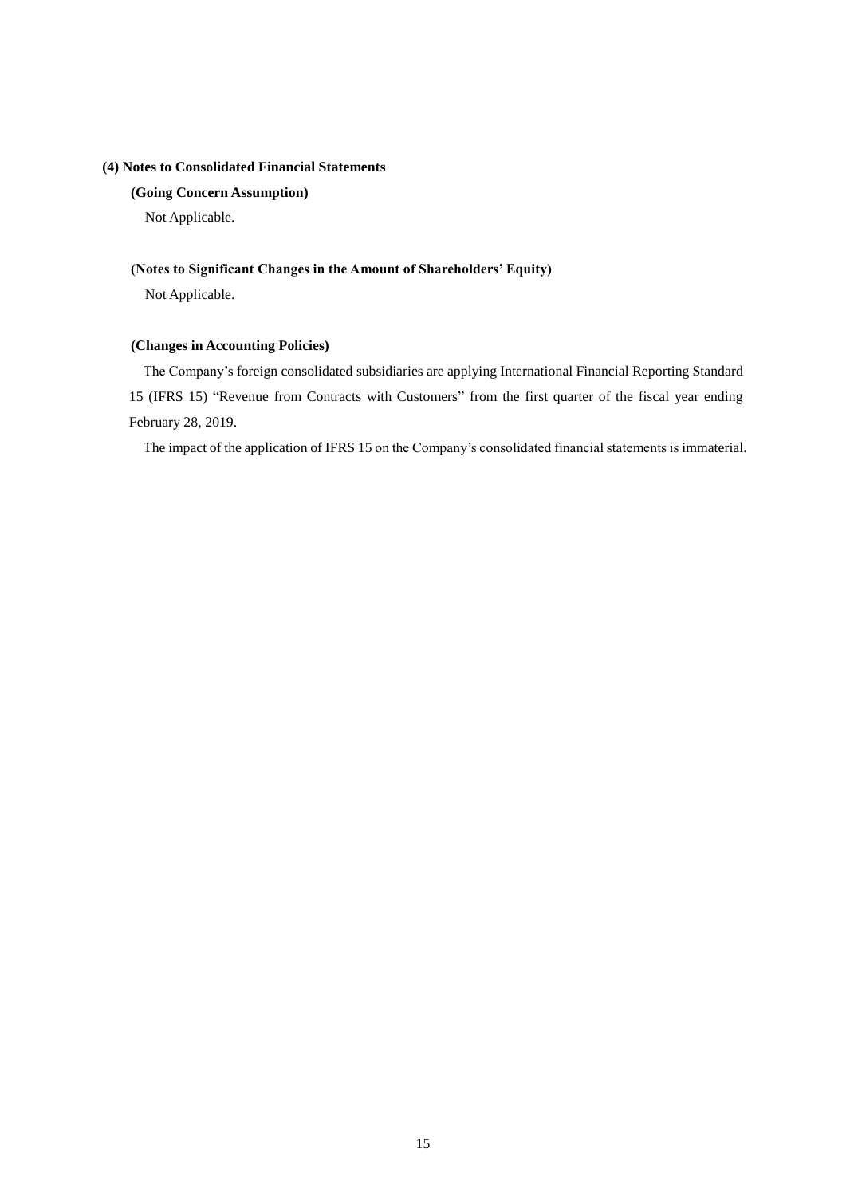### (4) Notes to Consolidated Financial Statements

**(Going Concern Assumption)**

Not Applicable.

**(Notes to Significant Changes in the Amount of Shareholders' Equity)**

Not Applicable.

**(Changes in Accounting Policies)**

The Company's foreign consolidated subsidiaries are applying International Financial Reporting Standard 15 (IFRS 15) "Revenue from Contracts with Customers" from the first quarter of the fiscal year ending February 28, 2019.

The impact of the application of IFRS 15 on the Company's consolidated financial statements is immaterial.